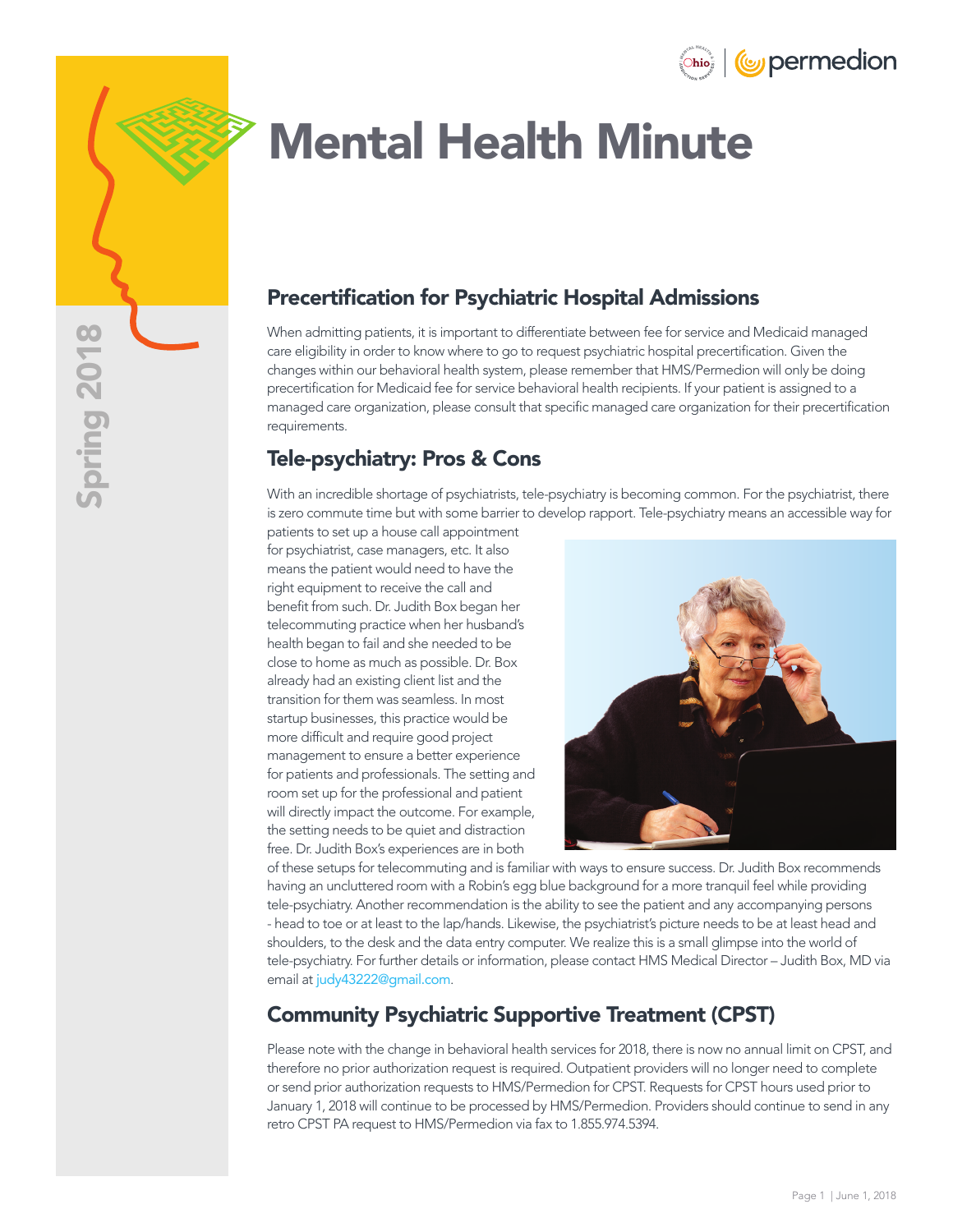# Mental Health Minute

Spring 2018

## Precertification for Psychiatric Hospital Admissions

When admitting patients, it is important to differentiate between fee for service and Medicaid managed care eligibility in order to know where to go to request psychiatric hospital precertification. Given the changes within our behavioral health system, please remember that HMS/Permedion will only be doing precertification for Medicaid fee for service behavioral health recipients. If your patient is assigned to a managed care organization, please consult that specific managed care organization for their precertification requirements.

## Tele-psychiatry: Pros & Cons

With an incredible shortage of psychiatrists, tele-psychiatry is becoming common. For the psychiatrist, there is zero commute time but with some barrier to develop rapport. Tele-psychiatry means an accessible way for patients to set up a house call appointment for psychiatrist, case managers, etc. It also means the patient would need to have the right equipment to receive the call and benefit from such. Dr. Judith Box began her telecommuting practice when her husband's health began to fail and she needed to be close to home as much as possible. Dr. Box already had an existing client list and the transition for them was seamless. In most startup businesses, this practice would be more difficult and require good project management to ensure a better experience for patients and professionals. The setting and room set up for the professional and patient will directly impact the outcome. For example, the setting needs to be quiet and distraction free. Dr. Judith Box's experiences are in both of these setups for telecommuting and is familiar with ways to ensure success. Dr. Judith Box recommends having an uncluttered room with a Robin's egg blue background for a more tranquil feel while providing tele-psychiatry. Another recommendation is the ability to see the patient and any accompanying persons - head to toe or at least to the lap/hands. Likewise, the psychiatrist's picture needs to be at least head and shoulders, to the desk and the data entry computer. We realize this is a small glimpse into the world of tele-psychiatry. For further details or information, please contact HMS Medical Director – Judith Box, MD via email at judy43222@gmail.com.

## Community Psychiatric Supportive Treatment (CPST)

Please note with the change in behavioral health services for 2018, there is now no annual limit on CPST, and therefore no prior authorization request is required. Outpatient providers will no longer need to complete or send prior authorization requests to HMS/Permedion for CPST. Requests for CPST hours used prior to January 1, 2018 will continue to be processed by HMS/Permedion. Providers should continue to send in any retro CPST PA request to HMS/Permedion via fax to 1.855.974.5394.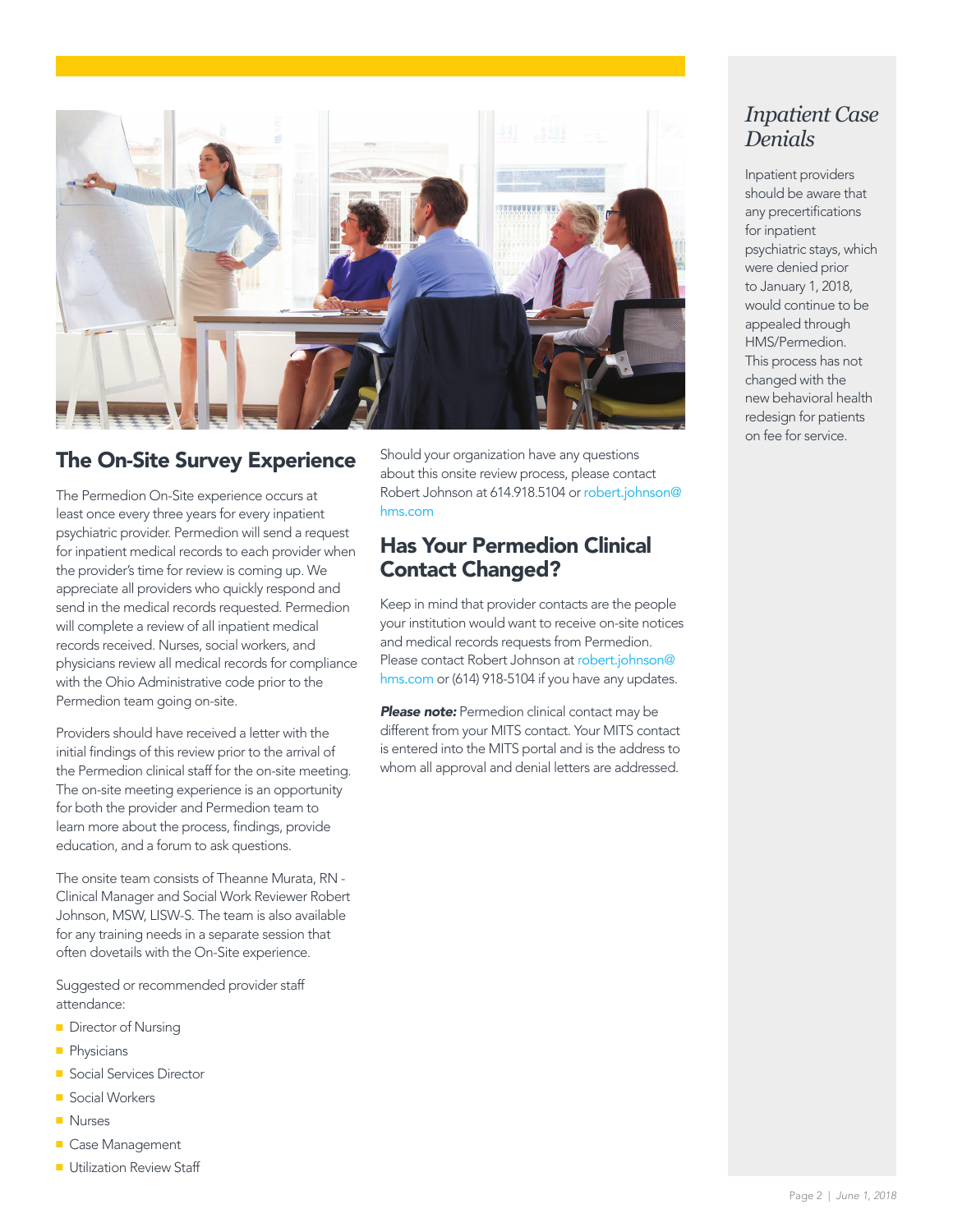## The On-Site Survey Experience

The Permedion On-Site experience occurs at least once every three years for every inpatient psychiatric provider. Permedion will send a request for inpatient medical records to each provider when the provider's time for review is coming up. We appreciate all providers who quickly respond and send in the medical records requested. Permedion will complete a review of all inpatient medical records received. Nurses, social workers, and physicians review all medical records for compliance with the Ohio Administrative code prior to the Permedion team going on-site.

Providers should have received a letter with the initial findings of this review prior to the arrival of the Permedion clinical staff for the on-site meeting. The on-site meeting experience is an opportunity for both the provider and Permedion team to learn more about the process, findings, provide education, and a forum to ask questions.

The onsite team consists of Theanne Murata, RN - Clinical Manager and Social Work Reviewer Robert Johnson, MSW, LISW-S. The team is also available for any training needs in a separate session that often dovetails with the On-Site experience.

Suggested or recommended provider staff attendance:

- Director of Nursing
- Physicians
- Social Services Director
- Social Workers
- Nurses
- Case Management
- Utilization Review Staff

Should your organization have any questions about this onsite review process, please contact Robert Johnson at 614.918.5104 or robert.johnson@hms.com

## Has Your Permedion Clinical Contact Changed?

Keep in mind that provider contacts are the people your institution would want to receive on-site notices and medical records requests from Permedion. Please contact Robert Johnson at robert.johnson@hms.com or (614) 918-5104 if you have any updates.

***Please note:*** Permedion clinical contact may be different from your MITS contact. Your MITS contact is entered into the MITS portal and is the address to whom all approval and denial letters are addressed.

## *Inpatient Case Denials*

Inpatient providers should be aware that any precertifications for inpatient psychiatric stays, which were denied prior to January 1, 2018, would continue to be appealed through HMS/Permedion. This process has not changed with the new behavioral health redesign for patients on fee for service.